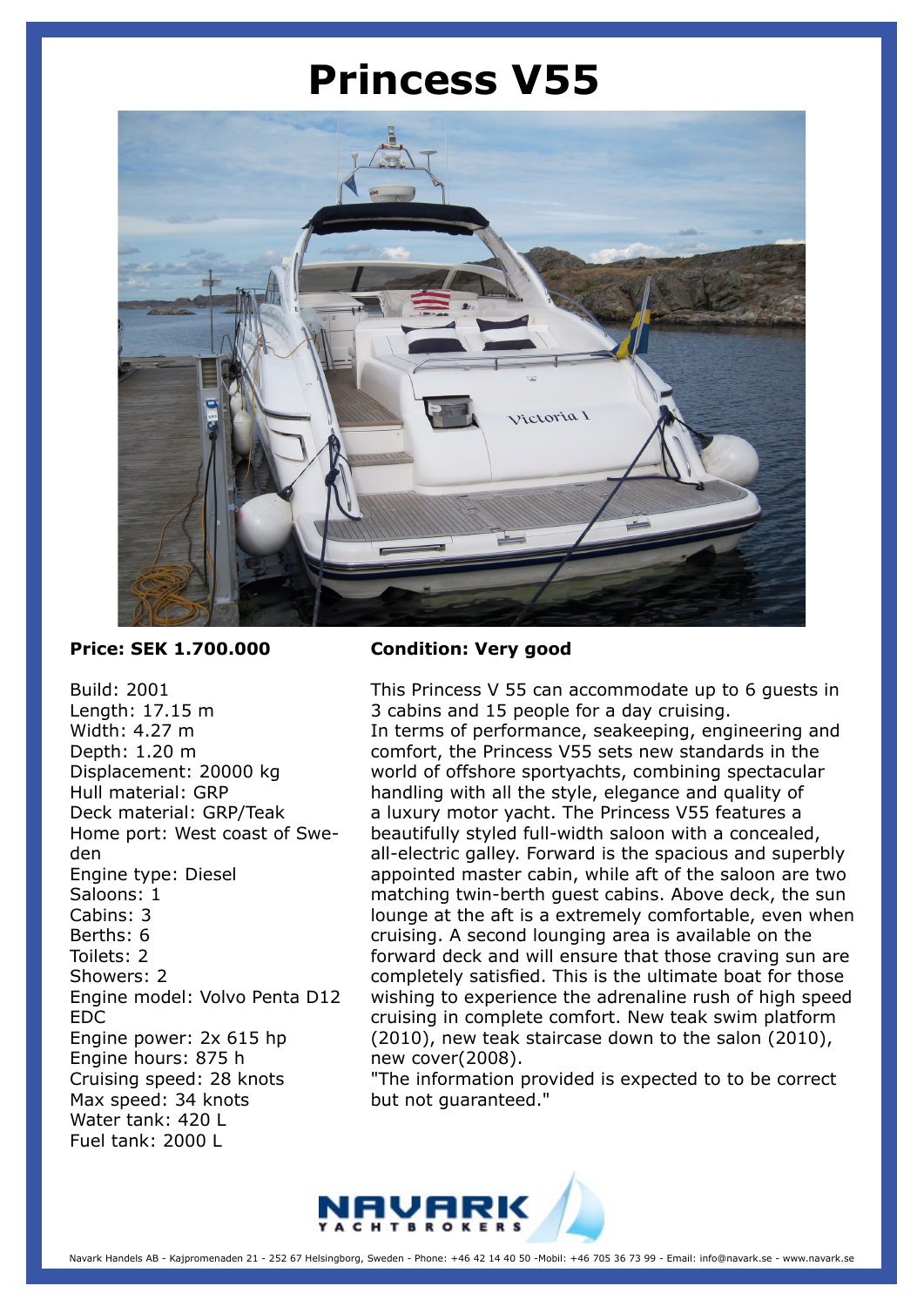# Princess V55

**Price: SEK 1.700.000**

Build: 2001
Length: 17.15 m
Width: 4.27 m
Depth: 1.20 m
Displacement: 20000 kg
Hull material: GRP
Deck material: GRP/Teak
Home port: West coast of Sweden
Engine type: Diesel
Saloons: 1
Cabins: 3
Berths: 6
Toilets: 2
Showers: 2
Engine model: Volvo Penta D12 EDC
Engine power: 2x 615 hp
Engine hours: 875 h
Cruising speed: 28 knots
Max speed: 34 knots
Water tank: 420 L
Fuel tank: 2000 L

**Condition: Very good**

This Princess V 55 can accommodate up to 6 guests in 3 cabins and 15 people for a day cruising.
In terms of performance, seakeeping, engineering and comfort, the Princess V55 sets new standards in the world of offshore sportyachts, combining spectacular handling with all the style, elegance and quality of a luxury motor yacht. The Princess V55 features a beautifully styled full-width saloon with a concealed, all-electric galley. Forward is the spacious and superbly appointed master cabin, while aft of the saloon are two matching twin-berth guest cabins. Above deck, the sun lounge at the aft is a extremely comfortable, even when cruising. A second lounging area is available on the forward deck and will ensure that those craving sun are completely satisfied. This is the ultimate boat for those wishing to experience the adrenaline rush of high speed cruising in complete comfort. New teak swim platform (2010), new teak staircase down to the salon (2010), new cover(2008).
"The information provided is expected to to be correct but not guaranteed."

NAVARK YACHTBROKERS

Navark Handels AB - Kajpromenaden 21 - 252 67 Helsingborg, Sweden - Phone: +46 42 14 40 50 -Mobil: +46 705 36 73 99 - Email: info@navark.se - www.navark.se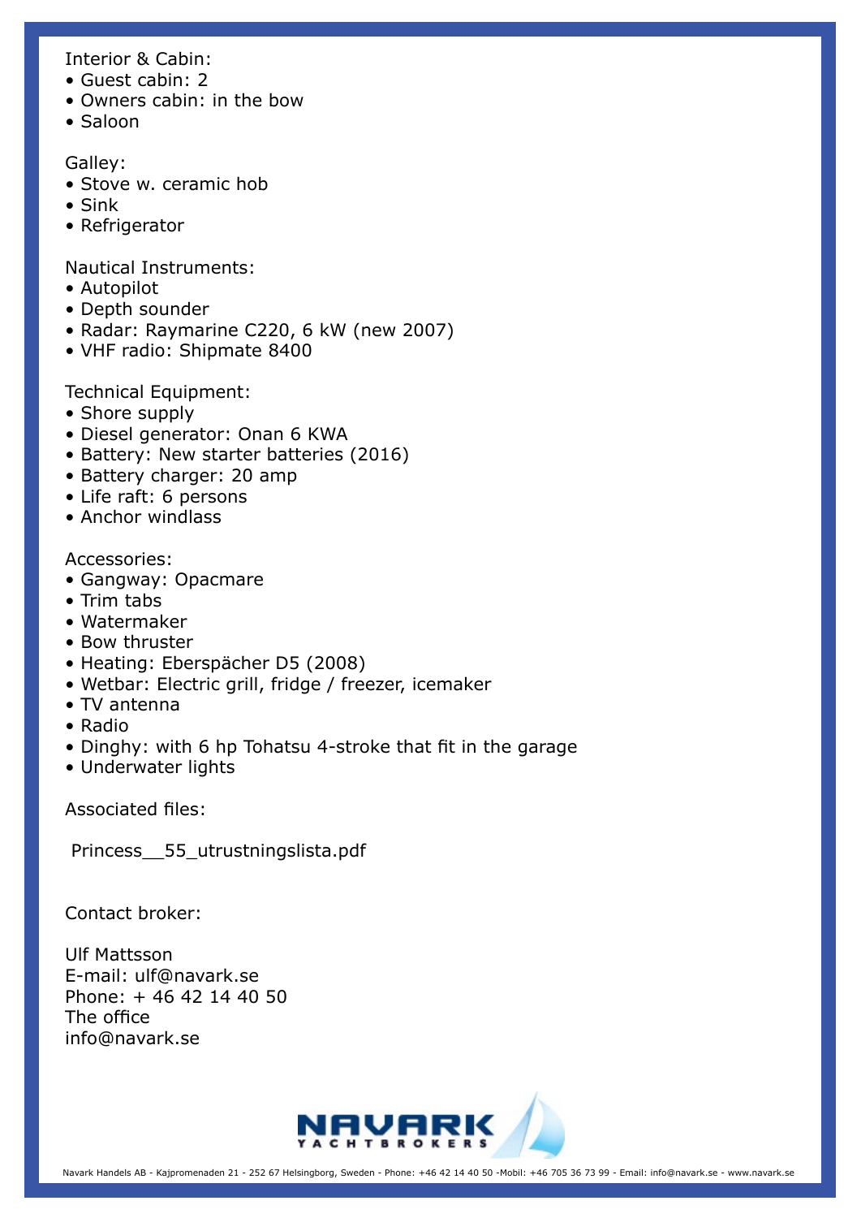Interior & Cabin:
- Guest cabin: 2
- Owners cabin: in the bow
- Saloon

Galley:
- Stove w. ceramic hob
- Sink
- Refrigerator

Nautical Instruments:
- Autopilot
- Depth sounder
- Radar: Raymarine C220, 6 kW (new 2007)
- VHF radio: Shipmate 8400

Technical Equipment:
- Shore supply
- Diesel generator: Onan 6 KWA
- Battery: New starter batteries (2016)
- Battery charger: 20 amp
- Life raft: 6 persons
- Anchor windlass

Accessories:
- Gangway: Opacmare
- Trim tabs
- Watermaker
- Bow thruster
- Heating: Eberspächer D5 (2008)
- Wetbar: Electric grill, fridge / freezer, icemaker
- TV antenna
- Radio
- Dinghy: with 6 hp Tohatsu 4-stroke that fit in the garage
- Underwater lights

Associated files:

Princess__55_utrustningslista.pdf

Contact broker:

Ulf Mattsson
E-mail: ulf@navark.se
Phone: + 46 42 14 40 50
The office
info@navark.se

NAVARK YACHTBROKERS

Navark Handels AB - Kajpromenaden 21 - 252 67 Helsingborg, Sweden - Phone: +46 42 14 40 50 -Mobil: +46 705 36 73 99 - Email: info@navark.se - www.navark.se